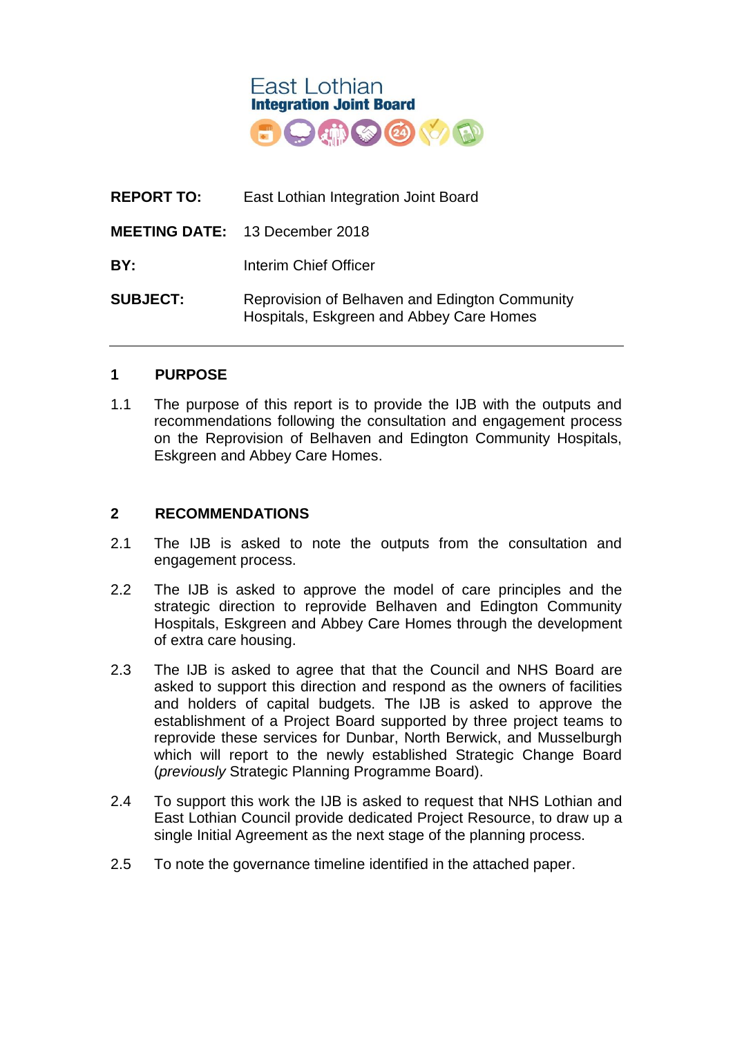East Lothian
**Integration Joint Board**

| | |
|---|---|
| **REPORT TO:** | East Lothian Integration Joint Board |
| **MEETING DATE:** | 13 December 2018 |
| **BY:** | Interim Chief Officer |
| **SUBJECT:** | Reprovision of Belhaven and Edington Community Hospitals, Eskgreen and Abbey Care Homes |

---

## 1 PURPOSE

1.1 The purpose of this report is to provide the IJB with the outputs and recommendations following the consultation and engagement process on the Reprovision of Belhaven and Edington Community Hospitals, Eskgreen and Abbey Care Homes.

## 2 RECOMMENDATIONS

2.1 The IJB is asked to note the outputs from the consultation and engagement process.

2.2 The IJB is asked to approve the model of care principles and the strategic direction to reprovide Belhaven and Edington Community Hospitals, Eskgreen and Abbey Care Homes through the development of extra care housing.

2.3 The IJB is asked to agree that that the Council and NHS Board are asked to support this direction and respond as the owners of facilities and holders of capital budgets. The IJB is asked to approve the establishment of a Project Board supported by three project teams to reprovide these services for Dunbar, North Berwick, and Musselburgh which will report to the newly established Strategic Change Board (*previously* Strategic Planning Programme Board).

2.4 To support this work the IJB is asked to request that NHS Lothian and East Lothian Council provide dedicated Project Resource, to draw up a single Initial Agreement as the next stage of the planning process.

2.5 To note the governance timeline identified in the attached paper.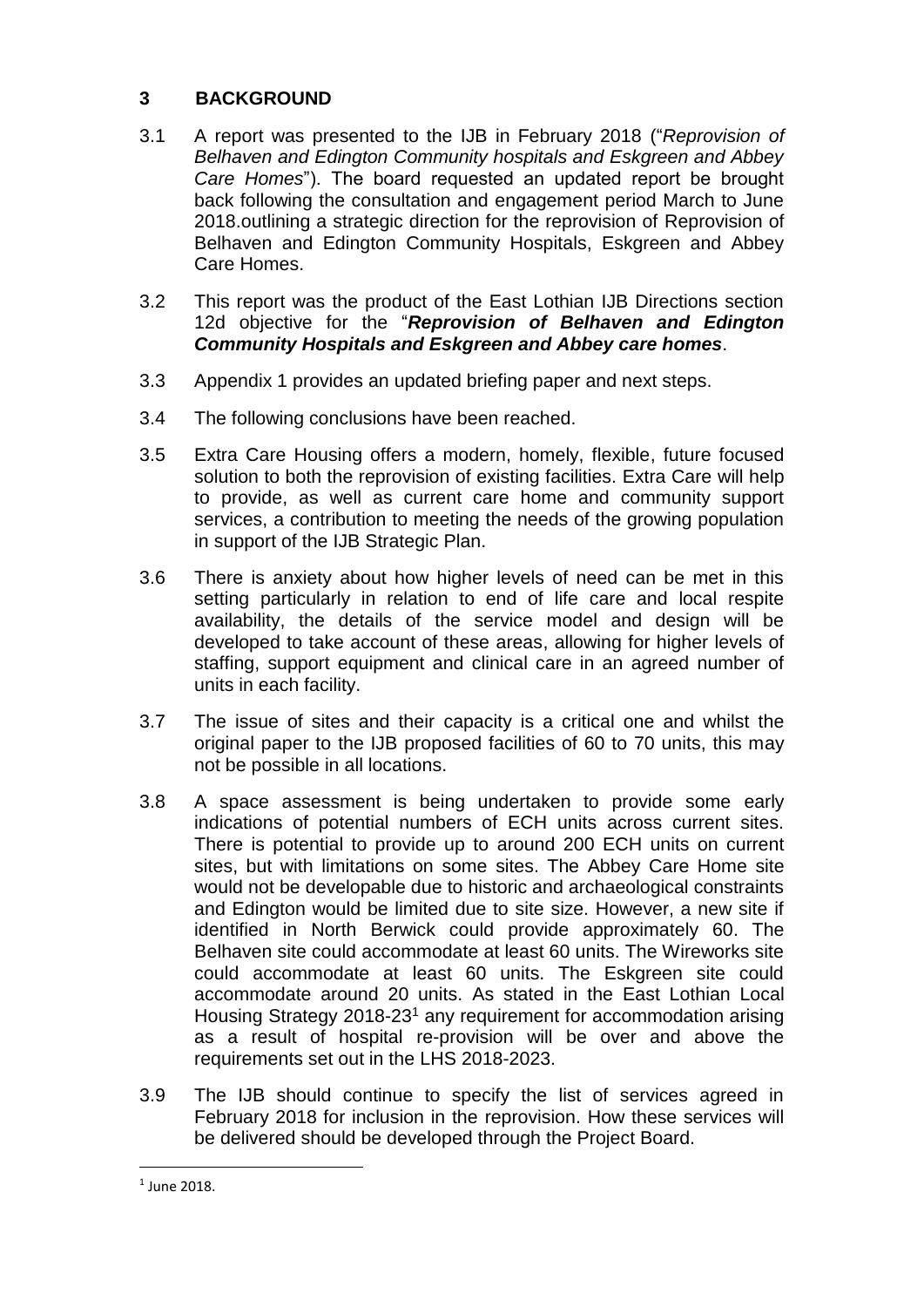## 3 BACKGROUND

3.1 A report was presented to the IJB in February 2018 ("*Reprovision of Belhaven and Edington Community hospitals and Eskgreen and Abbey Care Homes*"). The board requested an updated report be brought back following the consultation and engagement period March to June 2018.outlining a strategic direction for the reprovision of Reprovision of Belhaven and Edington Community Hospitals, Eskgreen and Abbey Care Homes.

3.2 This report was the product of the East Lothian IJB Directions section 12d objective for the "***Reprovision of Belhaven and Edington Community Hospitals and Eskgreen and Abbey care homes***.

3.3 Appendix 1 provides an updated briefing paper and next steps.

3.4 The following conclusions have been reached.

3.5 Extra Care Housing offers a modern, homely, flexible, future focused solution to both the reprovision of existing facilities. Extra Care will help to provide, as well as current care home and community support services, a contribution to meeting the needs of the growing population in support of the IJB Strategic Plan.

3.6 There is anxiety about how higher levels of need can be met in this setting particularly in relation to end of life care and local respite availability, the details of the service model and design will be developed to take account of these areas, allowing for higher levels of staffing, support equipment and clinical care in an agreed number of units in each facility.

3.7 The issue of sites and their capacity is a critical one and whilst the original paper to the IJB proposed facilities of 60 to 70 units, this may not be possible in all locations.

3.8 A space assessment is being undertaken to provide some early indications of potential numbers of ECH units across current sites. There is potential to provide up to around 200 ECH units on current sites, but with limitations on some sites. The Abbey Care Home site would not be developable due to historic and archaeological constraints and Edington would be limited due to site size. However, a new site if identified in North Berwick could provide approximately 60. The Belhaven site could accommodate at least 60 units. The Wireworks site could accommodate at least 60 units. The Eskgreen site could accommodate around 20 units. As stated in the East Lothian Local Housing Strategy 2018-23[1] any requirement for accommodation arising as a result of hospital re-provision will be over and above the requirements set out in the LHS 2018-2023.

3.9 The IJB should continue to specify the list of services agreed in February 2018 for inclusion in the reprovision. How these services will be delivered should be developed through the Project Board.

[1] June 2018.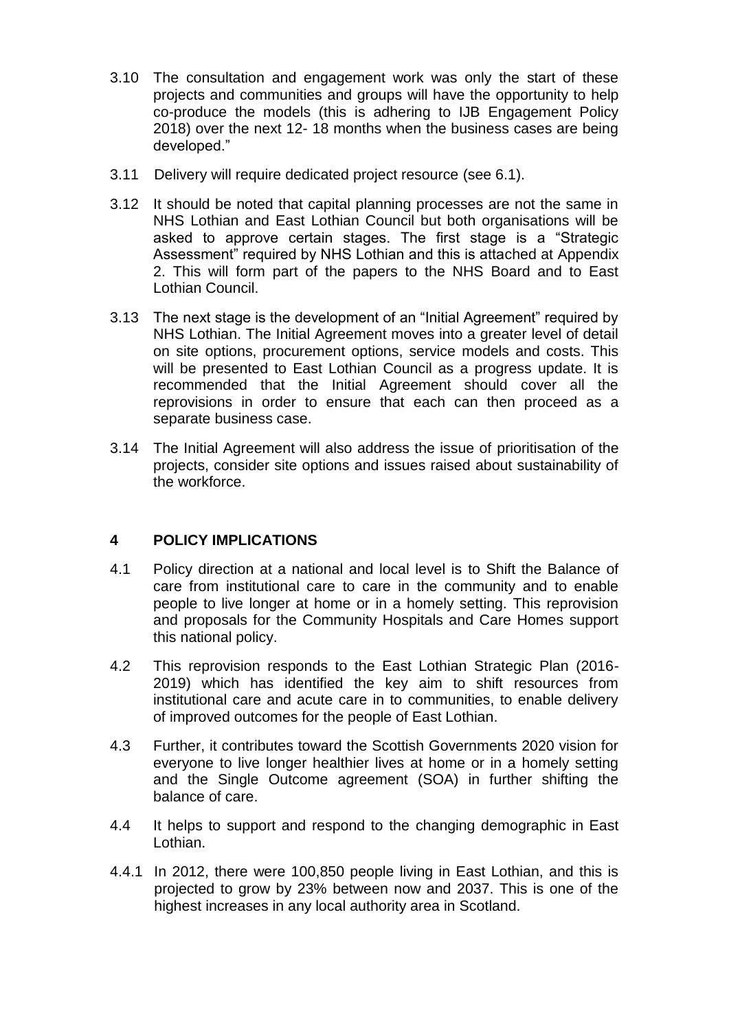3.10 The consultation and engagement work was only the start of these projects and communities and groups will have the opportunity to help co-produce the models (this is adhering to IJB Engagement Policy 2018) over the next 12- 18 months when the business cases are being developed."

3.11 Delivery will require dedicated project resource (see 6.1).

3.12 It should be noted that capital planning processes are not the same in NHS Lothian and East Lothian Council but both organisations will be asked to approve certain stages. The first stage is a "Strategic Assessment" required by NHS Lothian and this is attached at Appendix 2. This will form part of the papers to the NHS Board and to East Lothian Council.

3.13 The next stage is the development of an "Initial Agreement" required by NHS Lothian. The Initial Agreement moves into a greater level of detail on site options, procurement options, service models and costs. This will be presented to East Lothian Council as a progress update. It is recommended that the Initial Agreement should cover all the reprovisions in order to ensure that each can then proceed as a separate business case.

3.14 The Initial Agreement will also address the issue of prioritisation of the projects, consider site options and issues raised about sustainability of the workforce.

## 4 POLICY IMPLICATIONS

4.1 Policy direction at a national and local level is to Shift the Balance of care from institutional care to care in the community and to enable people to live longer at home or in a homely setting. This reprovision and proposals for the Community Hospitals and Care Homes support this national policy.

4.2 This reprovision responds to the East Lothian Strategic Plan (2016-2019) which has identified the key aim to shift resources from institutional care and acute care in to communities, to enable delivery of improved outcomes for the people of East Lothian.

4.3 Further, it contributes toward the Scottish Governments 2020 vision for everyone to live longer healthier lives at home or in a homely setting and the Single Outcome agreement (SOA) in further shifting the balance of care.

4.4 It helps to support and respond to the changing demographic in East Lothian.

4.4.1 In 2012, there were 100,850 people living in East Lothian, and this is projected to grow by 23% between now and 2037. This is one of the highest increases in any local authority area in Scotland.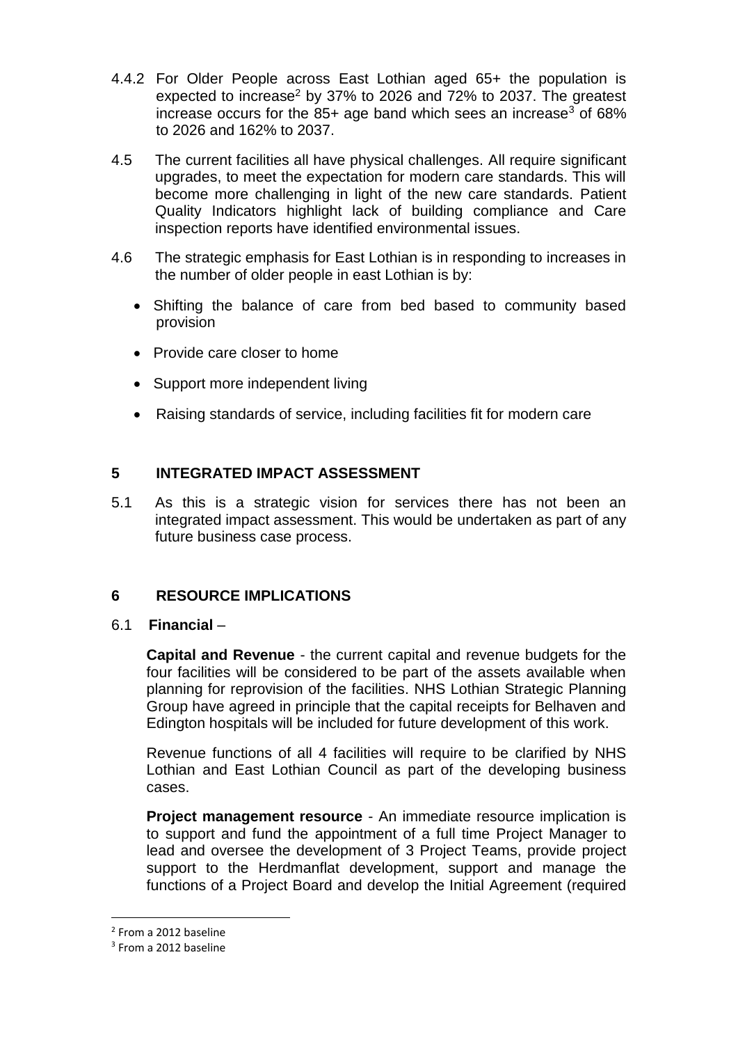4.4.2 For Older People across East Lothian aged 65+ the population is expected to increase[2] by 37% to 2026 and 72% to 2037. The greatest increase occurs for the 85+ age band which sees an increase[3] of 68% to 2026 and 162% to 2037.

4.5 The current facilities all have physical challenges. All require significant upgrades, to meet the expectation for modern care standards. This will become more challenging in light of the new care standards. Patient Quality Indicators highlight lack of building compliance and Care inspection reports have identified environmental issues.

4.6 The strategic emphasis for East Lothian is in responding to increases in the number of older people in east Lothian is by:

- Shifting the balance of care from bed based to community based provision
- Provide care closer to home
- Support more independent living
- Raising standards of service, including facilities fit for modern care

## 5 INTEGRATED IMPACT ASSESSMENT

5.1 As this is a strategic vision for services there has not been an integrated impact assessment. This would be undertaken as part of any future business case process.

## 6 RESOURCE IMPLICATIONS

6.1 **Financial** –

**Capital and Revenue** - the current capital and revenue budgets for the four facilities will be considered to be part of the assets available when planning for reprovision of the facilities. NHS Lothian Strategic Planning Group have agreed in principle that the capital receipts for Belhaven and Edington hospitals will be included for future development of this work.

Revenue functions of all 4 facilities will require to be clarified by NHS Lothian and East Lothian Council as part of the developing business cases.

**Project management resource** - An immediate resource implication is to support and fund the appointment of a full time Project Manager to lead and oversee the development of 3 Project Teams, provide project support to the Herdmanflat development, support and manage the functions of a Project Board and develop the Initial Agreement (required

---

[2] From a 2012 baseline

[3] From a 2012 baseline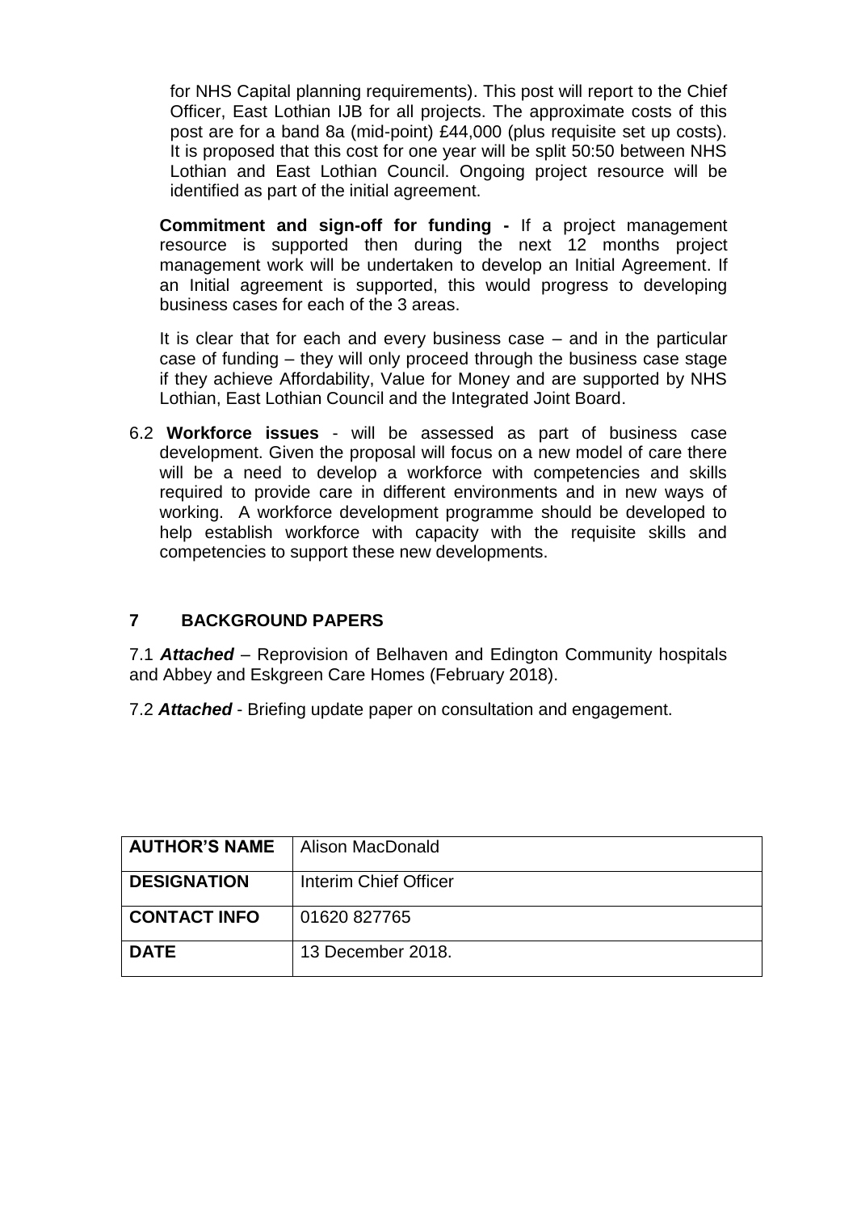for NHS Capital planning requirements). This post will report to the Chief Officer, East Lothian IJB for all projects. The approximate costs of this post are for a band 8a (mid-point) £44,000 (plus requisite set up costs). It is proposed that this cost for one year will be split 50:50 between NHS Lothian and East Lothian Council. Ongoing project resource will be identified as part of the initial agreement.

**Commitment and sign-off for funding -** If a project management resource is supported then during the next 12 months project management work will be undertaken to develop an Initial Agreement. If an Initial agreement is supported, this would progress to developing business cases for each of the 3 areas.

It is clear that for each and every business case – and in the particular case of funding – they will only proceed through the business case stage if they achieve Affordability, Value for Money and are supported by NHS Lothian, East Lothian Council and the Integrated Joint Board.

6.2 **Workforce issues** - will be assessed as part of business case development. Given the proposal will focus on a new model of care there will be a need to develop a workforce with competencies and skills required to provide care in different environments and in new ways of working. A workforce development programme should be developed to help establish workforce with capacity with the requisite skills and competencies to support these new developments.

## 7 BACKGROUND PAPERS

7.1 ***Attached*** – Reprovision of Belhaven and Edington Community hospitals and Abbey and Eskgreen Care Homes (February 2018).

7.2 ***Attached*** - Briefing update paper on consultation and engagement.

| **AUTHOR'S NAME** | Alison MacDonald |
|---|---|
| **DESIGNATION** | Interim Chief Officer |
| **CONTACT INFO** | 01620 827765 |
| **DATE** | 13 December 2018. |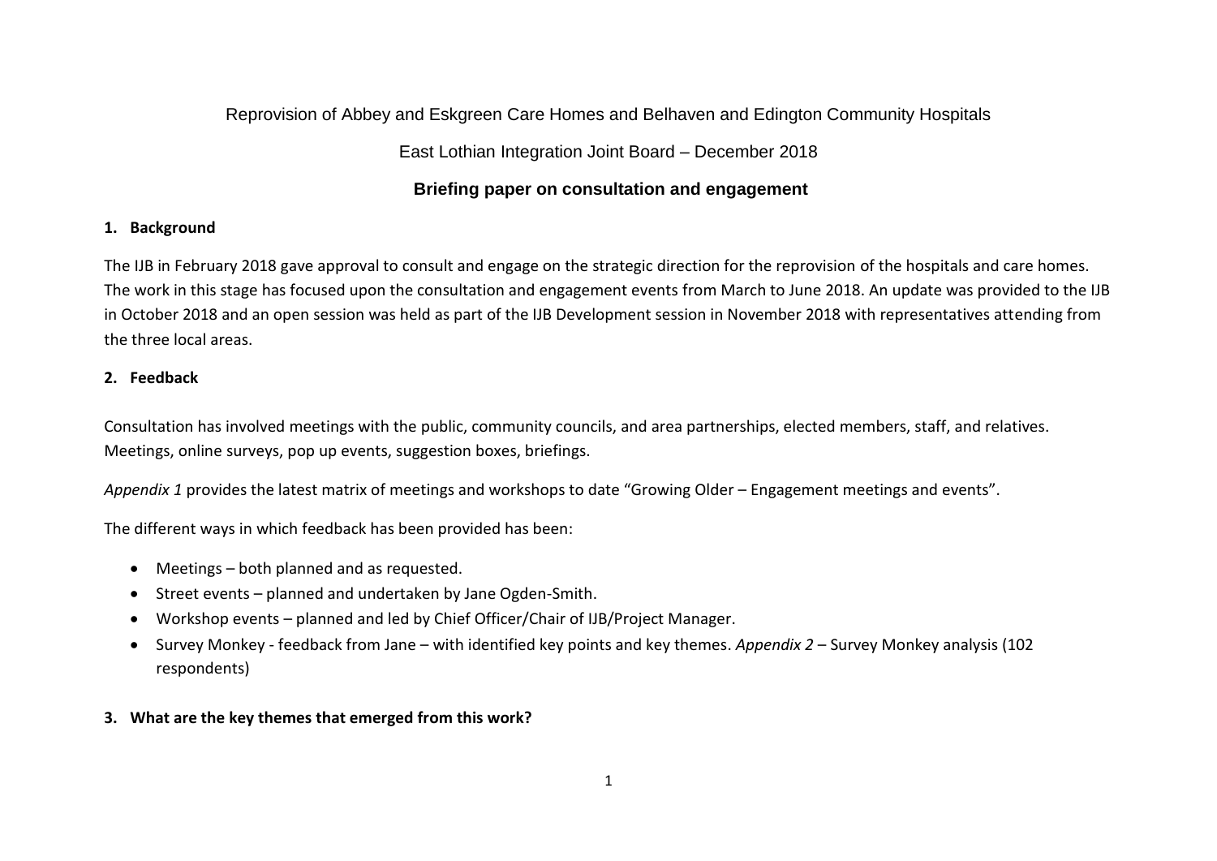Reprovision of Abbey and Eskgreen Care Homes and Belhaven and Edington Community Hospitals

East Lothian Integration Joint Board – December 2018

## Briefing paper on consultation and engagement

### 1. Background

The IJB in February 2018 gave approval to consult and engage on the strategic direction for the reprovision of the hospitals and care homes. The work in this stage has focused upon the consultation and engagement events from March to June 2018. An update was provided to the IJB in October 2018 and an open session was held as part of the IJB Development session in November 2018 with representatives attending from the three local areas.

### 2. Feedback

Consultation has involved meetings with the public, community councils, and area partnerships, elected members, staff, and relatives. Meetings, online surveys, pop up events, suggestion boxes, briefings.

*Appendix 1* provides the latest matrix of meetings and workshops to date "Growing Older – Engagement meetings and events".

The different ways in which feedback has been provided has been:

- Meetings – both planned and as requested.
- Street events – planned and undertaken by Jane Ogden-Smith.
- Workshop events – planned and led by Chief Officer/Chair of IJB/Project Manager.
- Survey Monkey - feedback from Jane – with identified key points and key themes. *Appendix 2* – Survey Monkey analysis (102 respondents)

### 3. What are the key themes that emerged from this work?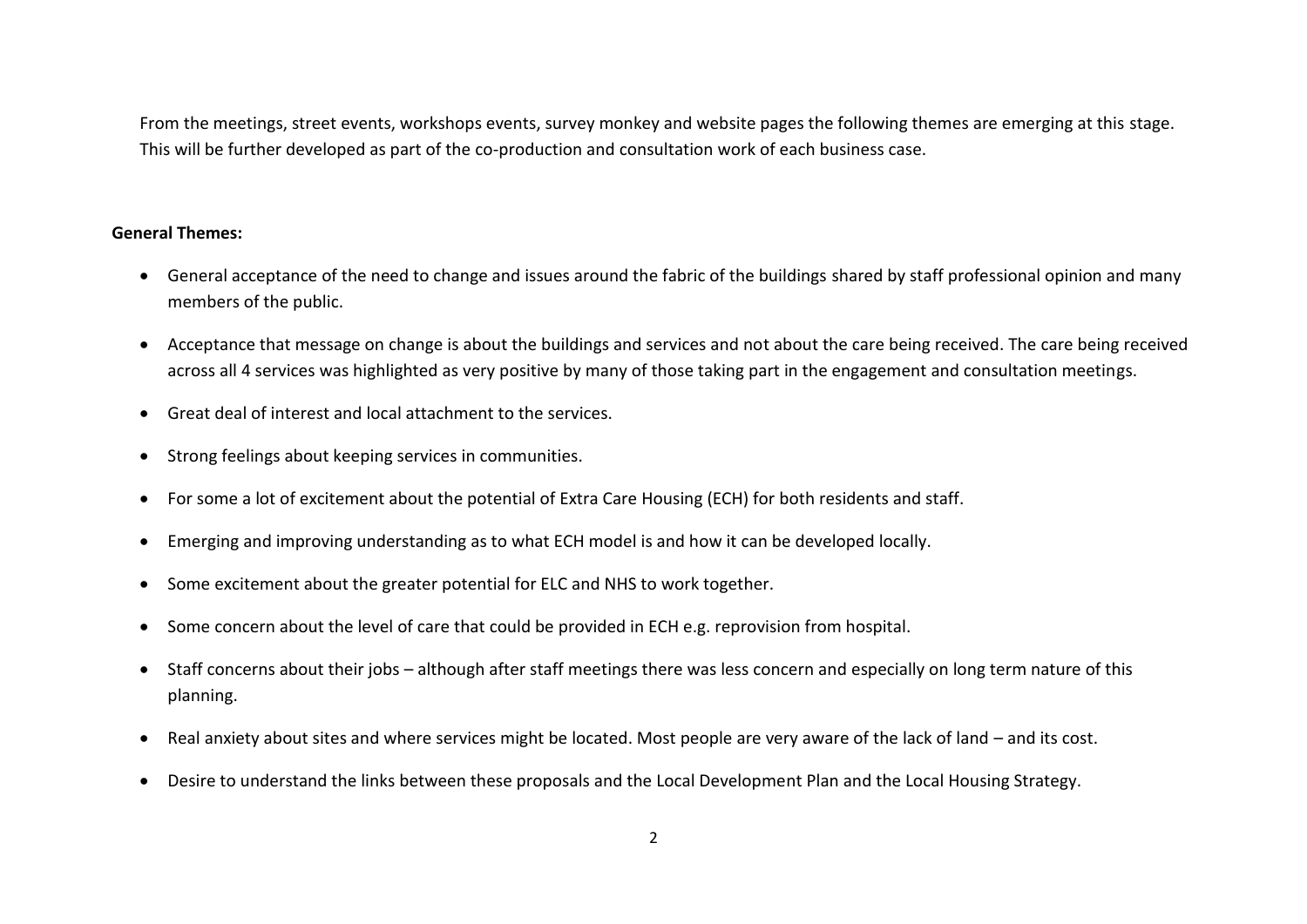From the meetings, street events, workshops events, survey monkey and website pages the following themes are emerging at this stage. This will be further developed as part of the co-production and consultation work of each business case.

**General Themes:**

- General acceptance of the need to change and issues around the fabric of the buildings shared by staff professional opinion and many members of the public.
- Acceptance that message on change is about the buildings and services and not about the care being received. The care being received across all 4 services was highlighted as very positive by many of those taking part in the engagement and consultation meetings.
- Great deal of interest and local attachment to the services.
- Strong feelings about keeping services in communities.
- For some a lot of excitement about the potential of Extra Care Housing (ECH) for both residents and staff.
- Emerging and improving understanding as to what ECH model is and how it can be developed locally.
- Some excitement about the greater potential for ELC and NHS to work together.
- Some concern about the level of care that could be provided in ECH e.g. reprovision from hospital.
- Staff concerns about their jobs – although after staff meetings there was less concern and especially on long term nature of this planning.
- Real anxiety about sites and where services might be located. Most people are very aware of the lack of land – and its cost.
- Desire to understand the links between these proposals and the Local Development Plan and the Local Housing Strategy.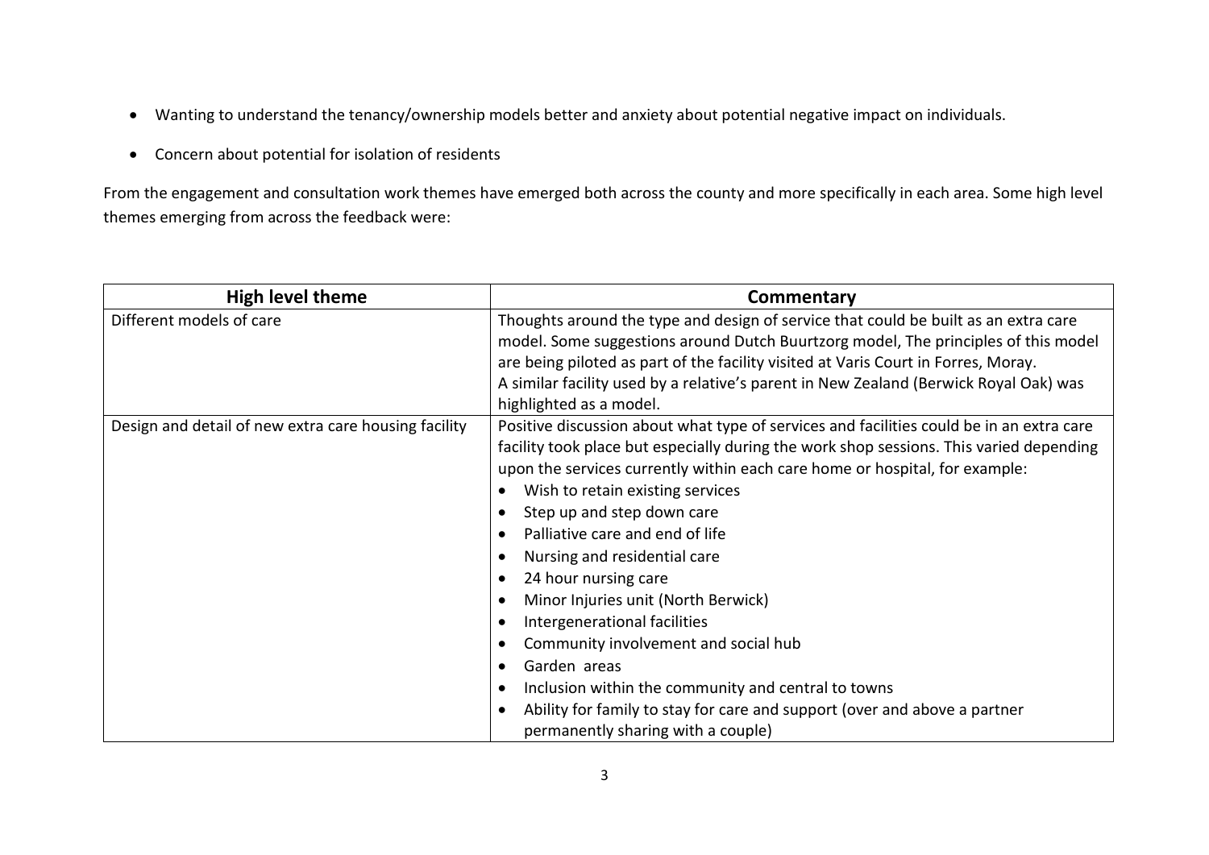- Wanting to understand the tenancy/ownership models better and anxiety about potential negative impact on individuals.
- Concern about potential for isolation of residents

From the engagement and consultation work themes have emerged both across the county and more specifically in each area. Some high level themes emerging from across the feedback were:

| High level theme | Commentary |
|---|---|
| Different models of care | Thoughts around the type and design of service that could be built as an extra care model. Some suggestions around Dutch Buurtzorg model, The principles of this model are being piloted as part of the facility visited at Varis Court in Forres, Moray.<br>A similar facility used by a relative's parent in New Zealand (Berwick Royal Oak) was highlighted as a model. |
| Design and detail of new extra care housing facility | Positive discussion about what type of services and facilities could be in an extra care facility took place but especially during the work shop sessions. This varied depending upon the services currently within each care home or hospital, for example:<br>• Wish to retain existing services<br>• Step up and step down care<br>• Palliative care and end of life<br>• Nursing and residential care<br>• 24 hour nursing care<br>• Minor Injuries unit (North Berwick)<br>• Intergenerational facilities<br>• Community involvement and social hub<br>• Garden areas<br>• Inclusion within the community and central to towns<br>• Ability for family to stay for care and support (over and above a partner permanently sharing with a couple) |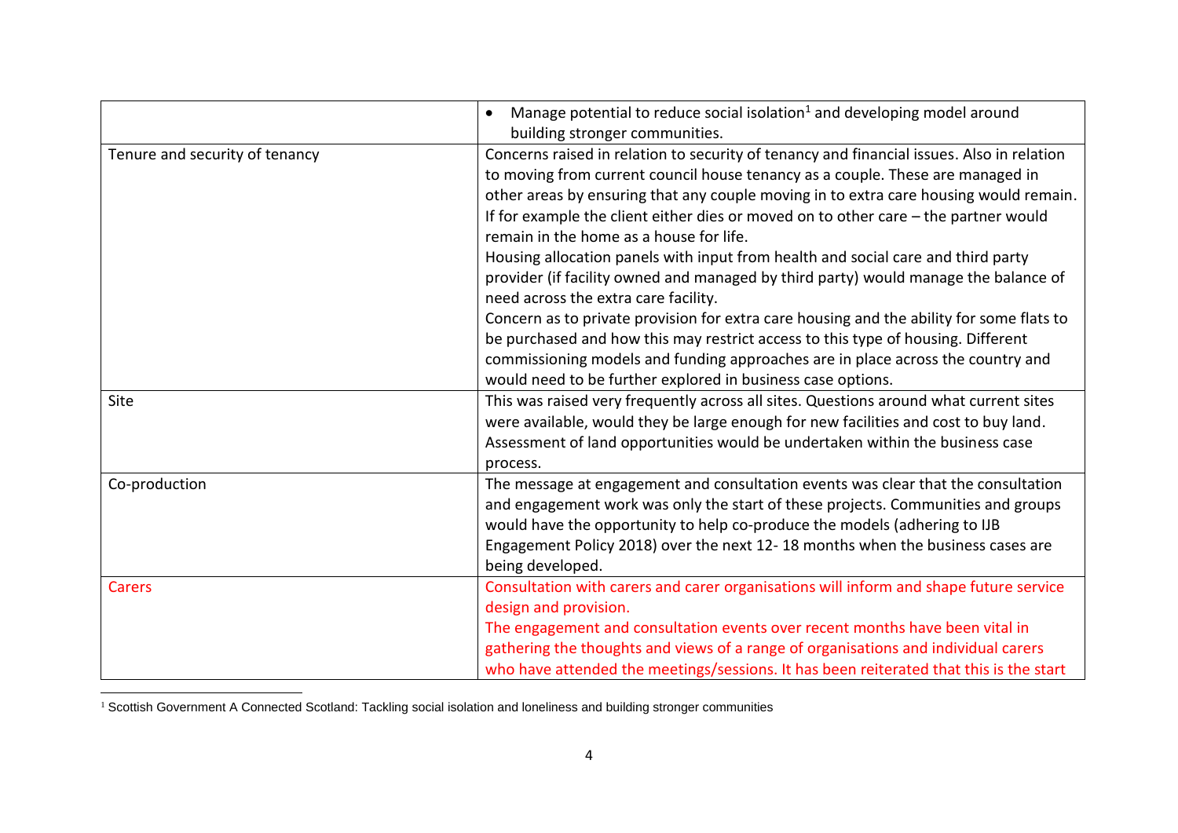| | |
|---|---|
| | • Manage potential to reduce social isolation[1] and developing model around building stronger communities. |
| Tenure and security of tenancy | Concerns raised in relation to security of tenancy and financial issues. Also in relation to moving from current council house tenancy as a couple. These are managed in other areas by ensuring that any couple moving in to extra care housing would remain. If for example the client either dies or moved on to other care – the partner would remain in the home as a house for life.<br>Housing allocation panels with input from health and social care and third party provider (if facility owned and managed by third party) would manage the balance of need across the extra care facility.<br>Concern as to private provision for extra care housing and the ability for some flats to be purchased and how this may restrict access to this type of housing. Different commissioning models and funding approaches are in place across the country and would need to be further explored in business case options. |
| Site | This was raised very frequently across all sites. Questions around what current sites were available, would they be large enough for new facilities and cost to buy land. Assessment of land opportunities would be undertaken within the business case process. |
| Co-production | The message at engagement and consultation events was clear that the consultation and engagement work was only the start of these projects. Communities and groups would have the opportunity to help co-produce the models (adhering to IJB Engagement Policy 2018) over the next 12- 18 months when the business cases are being developed. |
| Carers | Consultation with carers and carer organisations will inform and shape future service design and provision.<br>The engagement and consultation events over recent months have been vital in gathering the thoughts and views of a range of organisations and individual carers who have attended the meetings/sessions. It has been reiterated that this is the start |

[1] Scottish Government A Connected Scotland: Tackling social isolation and loneliness and building stronger communities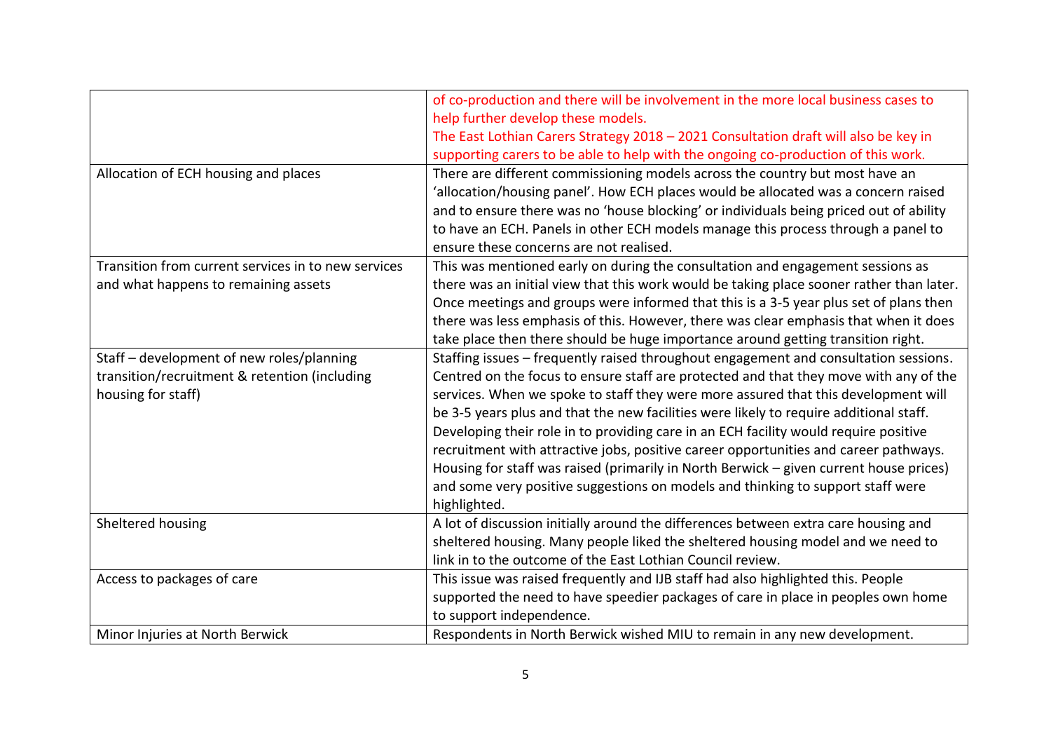| | |
|---|---|
| | of co-production and there will be involvement in the more local business cases to help further develop these models. The East Lothian Carers Strategy 2018 – 2021 Consultation draft will also be key in supporting carers to be able to help with the ongoing co-production of this work. |
| Allocation of ECH housing and places | There are different commissioning models across the country but most have an 'allocation/housing panel'. How ECH places would be allocated was a concern raised and to ensure there was no 'house blocking' or individuals being priced out of ability to have an ECH. Panels in other ECH models manage this process through a panel to ensure these concerns are not realised. |
| Transition from current services in to new services and what happens to remaining assets | This was mentioned early on during the consultation and engagement sessions as there was an initial view that this work would be taking place sooner rather than later. Once meetings and groups were informed that this is a 3-5 year plus set of plans then there was less emphasis of this. However, there was clear emphasis that when it does take place then there should be huge importance around getting transition right. |
| Staff – development of new roles/planning transition/recruitment & retention (including housing for staff) | Staffing issues – frequently raised throughout engagement and consultation sessions. Centred on the focus to ensure staff are protected and that they move with any of the services. When we spoke to staff they were more assured that this development will be 3-5 years plus and that the new facilities were likely to require additional staff. Developing their role in to providing care in an ECH facility would require positive recruitment with attractive jobs, positive career opportunities and career pathways. Housing for staff was raised (primarily in North Berwick – given current house prices) and some very positive suggestions on models and thinking to support staff were highlighted. |
| Sheltered housing | A lot of discussion initially around the differences between extra care housing and sheltered housing. Many people liked the sheltered housing model and we need to link in to the outcome of the East Lothian Council review. |
| Access to packages of care | This issue was raised frequently and IJB staff had also highlighted this. People supported the need to have speedier packages of care in place in peoples own home to support independence. |
| Minor Injuries at North Berwick | Respondents in North Berwick wished MIU to remain in any new development. |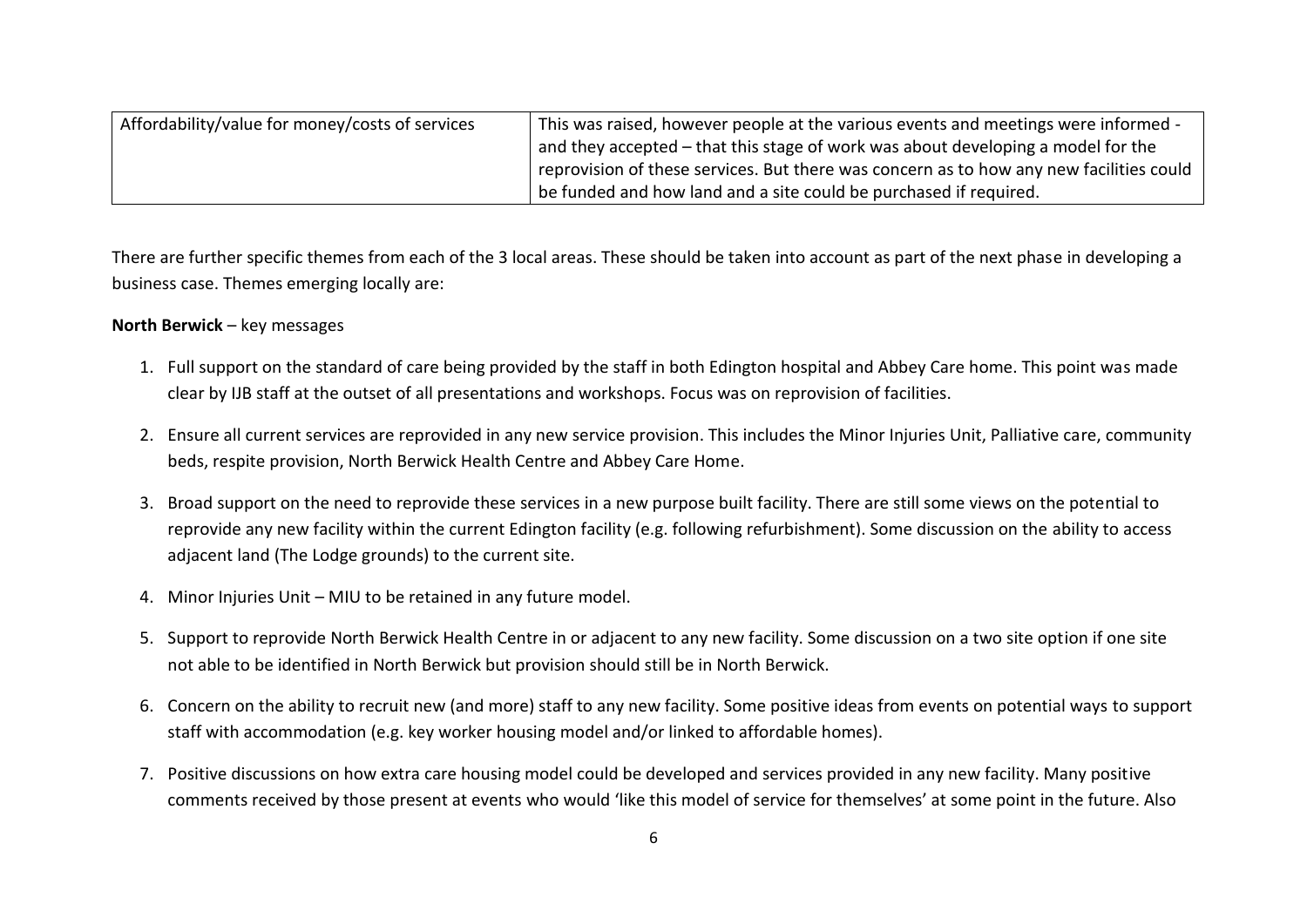| Affordability/value for money/costs of services | This was raised, however people at the various events and meetings were informed - and they accepted – that this stage of work was about developing a model for the reprovision of these services. But there was concern as to how any new facilities could be funded and how land and a site could be purchased if required. |
|---|---|

There are further specific themes from each of the 3 local areas. These should be taken into account as part of the next phase in developing a business case. Themes emerging locally are:

**North Berwick** – key messages

1. Full support on the standard of care being provided by the staff in both Edington hospital and Abbey Care home. This point was made clear by IJB staff at the outset of all presentations and workshops. Focus was on reprovision of facilities.
2. Ensure all current services are reprovided in any new service provision. This includes the Minor Injuries Unit, Palliative care, community beds, respite provision, North Berwick Health Centre and Abbey Care Home.
3. Broad support on the need to reprovide these services in a new purpose built facility. There are still some views on the potential to reprovide any new facility within the current Edington facility (e.g. following refurbishment). Some discussion on the ability to access adjacent land (The Lodge grounds) to the current site.
4. Minor Injuries Unit – MIU to be retained in any future model.
5. Support to reprovide North Berwick Health Centre in or adjacent to any new facility. Some discussion on a two site option if one site not able to be identified in North Berwick but provision should still be in North Berwick.
6. Concern on the ability to recruit new (and more) staff to any new facility. Some positive ideas from events on potential ways to support staff with accommodation (e.g. key worker housing model and/or linked to affordable homes).
7. Positive discussions on how extra care housing model could be developed and services provided in any new facility. Many positive comments received by those present at events who would 'like this model of service for themselves' at some point in the future. Also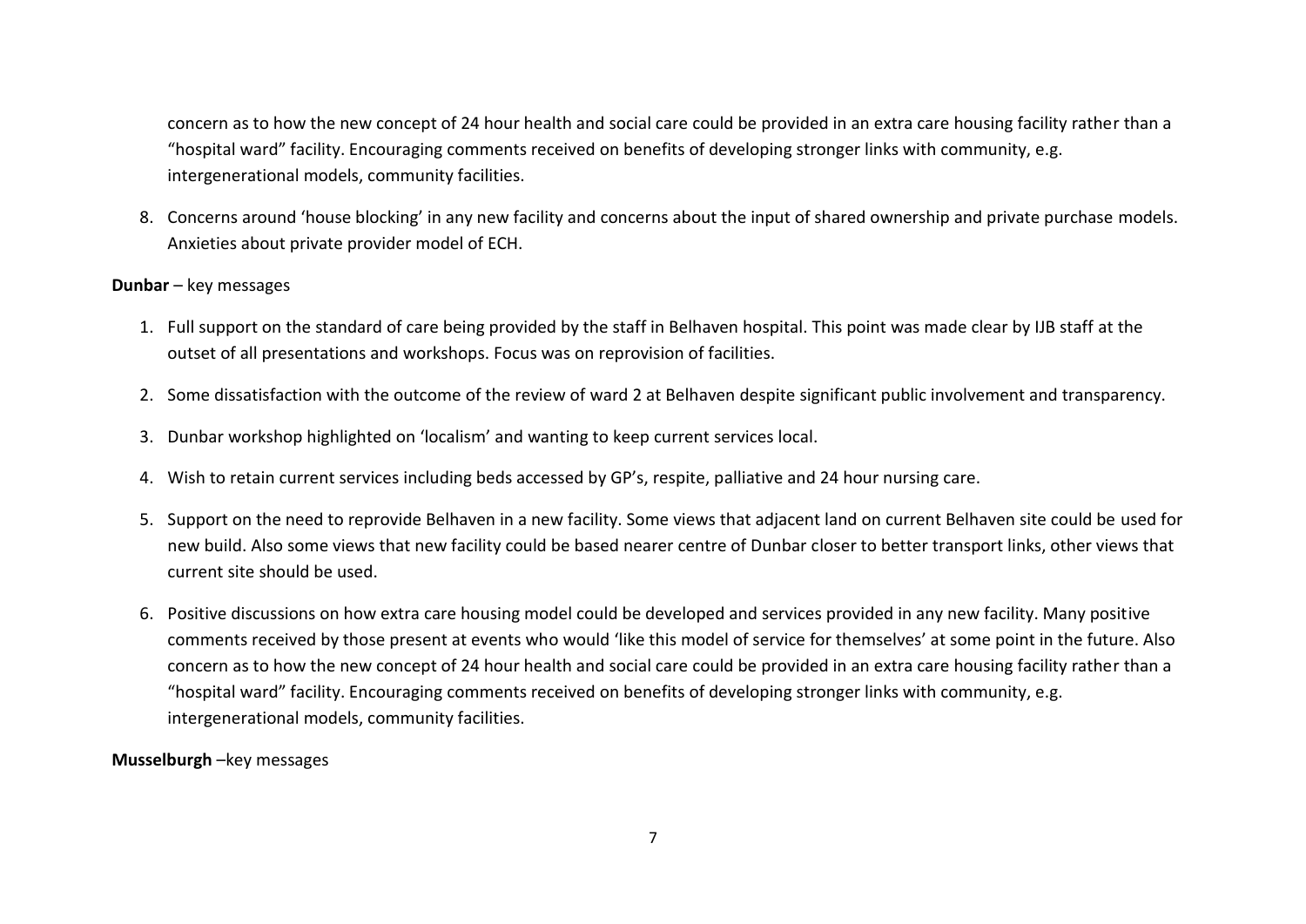concern as to how the new concept of 24 hour health and social care could be provided in an extra care housing facility rather than a "hospital ward" facility. Encouraging comments received on benefits of developing stronger links with community, e.g. intergenerational models, community facilities.

8. Concerns around 'house blocking' in any new facility and concerns about the input of shared ownership and private purchase models. Anxieties about private provider model of ECH.

**Dunbar** – key messages

1. Full support on the standard of care being provided by the staff in Belhaven hospital. This point was made clear by IJB staff at the outset of all presentations and workshops. Focus was on reprovision of facilities.

2. Some dissatisfaction with the outcome of the review of ward 2 at Belhaven despite significant public involvement and transparency.

3. Dunbar workshop highlighted on 'localism' and wanting to keep current services local.

4. Wish to retain current services including beds accessed by GP's, respite, palliative and 24 hour nursing care.

5. Support on the need to reprovide Belhaven in a new facility. Some views that adjacent land on current Belhaven site could be used for new build. Also some views that new facility could be based nearer centre of Dunbar closer to better transport links, other views that current site should be used.

6. Positive discussions on how extra care housing model could be developed and services provided in any new facility. Many positive comments received by those present at events who would 'like this model of service for themselves' at some point in the future. Also concern as to how the new concept of 24 hour health and social care could be provided in an extra care housing facility rather than a "hospital ward" facility. Encouraging comments received on benefits of developing stronger links with community, e.g. intergenerational models, community facilities.

**Musselburgh** –key messages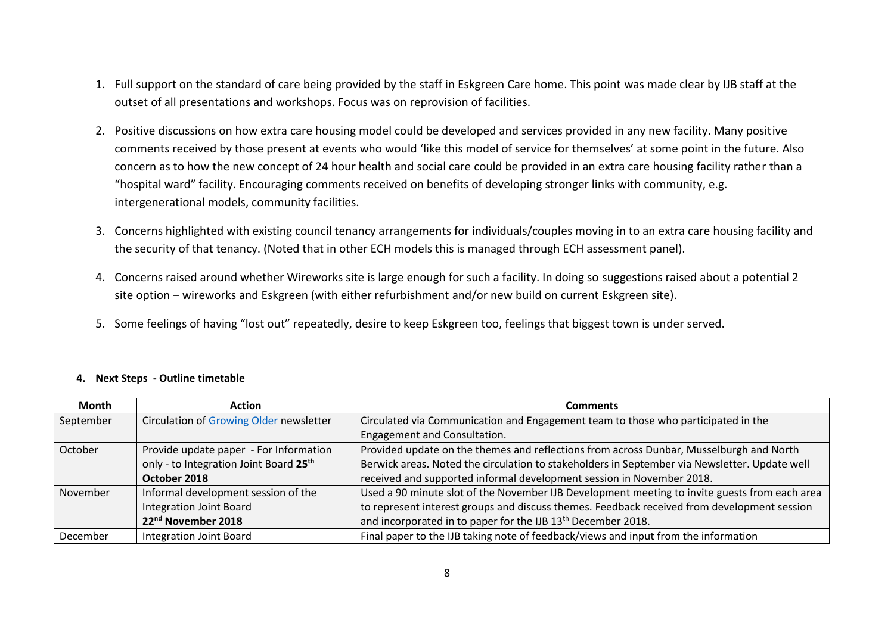1. Full support on the standard of care being provided by the staff in Eskgreen Care home. This point was made clear by IJB staff at the outset of all presentations and workshops. Focus was on reprovision of facilities.

2. Positive discussions on how extra care housing model could be developed and services provided in any new facility. Many positive comments received by those present at events who would 'like this model of service for themselves' at some point in the future. Also concern as to how the new concept of 24 hour health and social care could be provided in an extra care housing facility rather than a "hospital ward" facility. Encouraging comments received on benefits of developing stronger links with community, e.g. intergenerational models, community facilities.

3. Concerns highlighted with existing council tenancy arrangements for individuals/couples moving in to an extra care housing facility and the security of that tenancy. (Noted that in other ECH models this is managed through ECH assessment panel).

4. Concerns raised around whether Wireworks site is large enough for such a facility. In doing so suggestions raised about a potential 2 site option – wireworks and Eskgreen (with either refurbishment and/or new build on current Eskgreen site).

5. Some feelings of having "lost out" repeatedly, desire to keep Eskgreen too, feelings that biggest town is under served.

#### 4. Next Steps - Outline timetable

| Month | Action | Comments |
|---|---|---|
| September | Circulation of Growing Older newsletter | Circulated via Communication and Engagement team to those who participated in the Engagement and Consultation. |
| October | Provide update paper - For Information only - to Integration Joint Board **25th October 2018** | Provided update on the themes and reflections from across Dunbar, Musselburgh and North Berwick areas. Noted the circulation to stakeholders in September via Newsletter. Update well received and supported informal development session in November 2018. |
| November | Informal development session of the Integration Joint Board **22nd November 2018** | Used a 90 minute slot of the November IJB Development meeting to invite guests from each area to represent interest groups and discuss themes. Feedback received from development session and incorporated in to paper for the IJB 13th December 2018. |
| December | Integration Joint Board | Final paper to the IJB taking note of feedback/views and input from the information |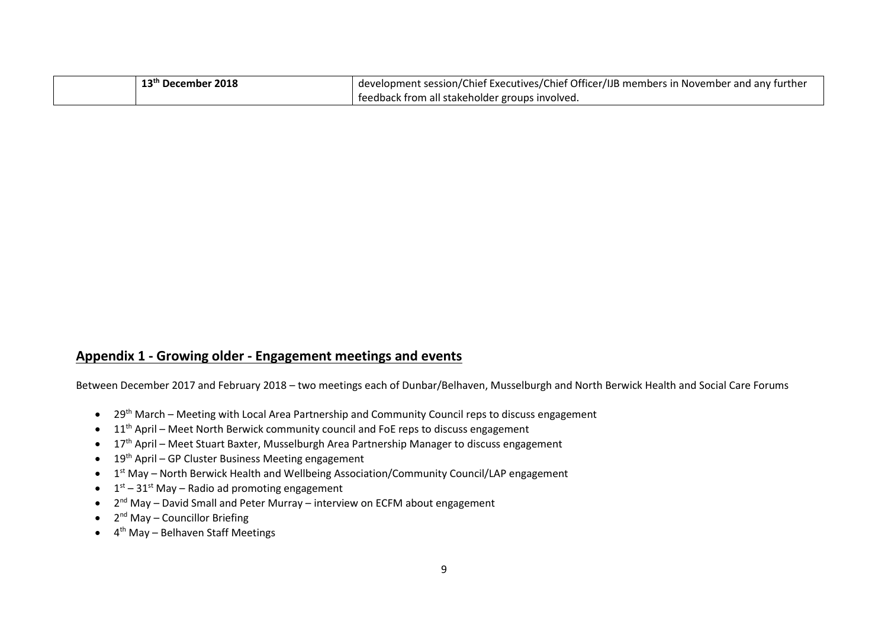| | **13th December 2018** | development session/Chief Executives/Chief Officer/IJB members in November and any further feedback from all stakeholder groups involved. |
|---|---|---|

## Appendix 1 - Growing older - Engagement meetings and events

Between December 2017 and February 2018 – two meetings each of Dunbar/Belhaven, Musselburgh and North Berwick Health and Social Care Forums

- 29th March – Meeting with Local Area Partnership and Community Council reps to discuss engagement
- 11th April – Meet North Berwick community council and FoE reps to discuss engagement
- 17th April – Meet Stuart Baxter, Musselburgh Area Partnership Manager to discuss engagement
- 19th April – GP Cluster Business Meeting engagement
- 1st May – North Berwick Health and Wellbeing Association/Community Council/LAP engagement
- 1st – 31st May – Radio ad promoting engagement
- 2nd May – David Small and Peter Murray – interview on ECFM about engagement
- 2nd May – Councillor Briefing
- 4th May – Belhaven Staff Meetings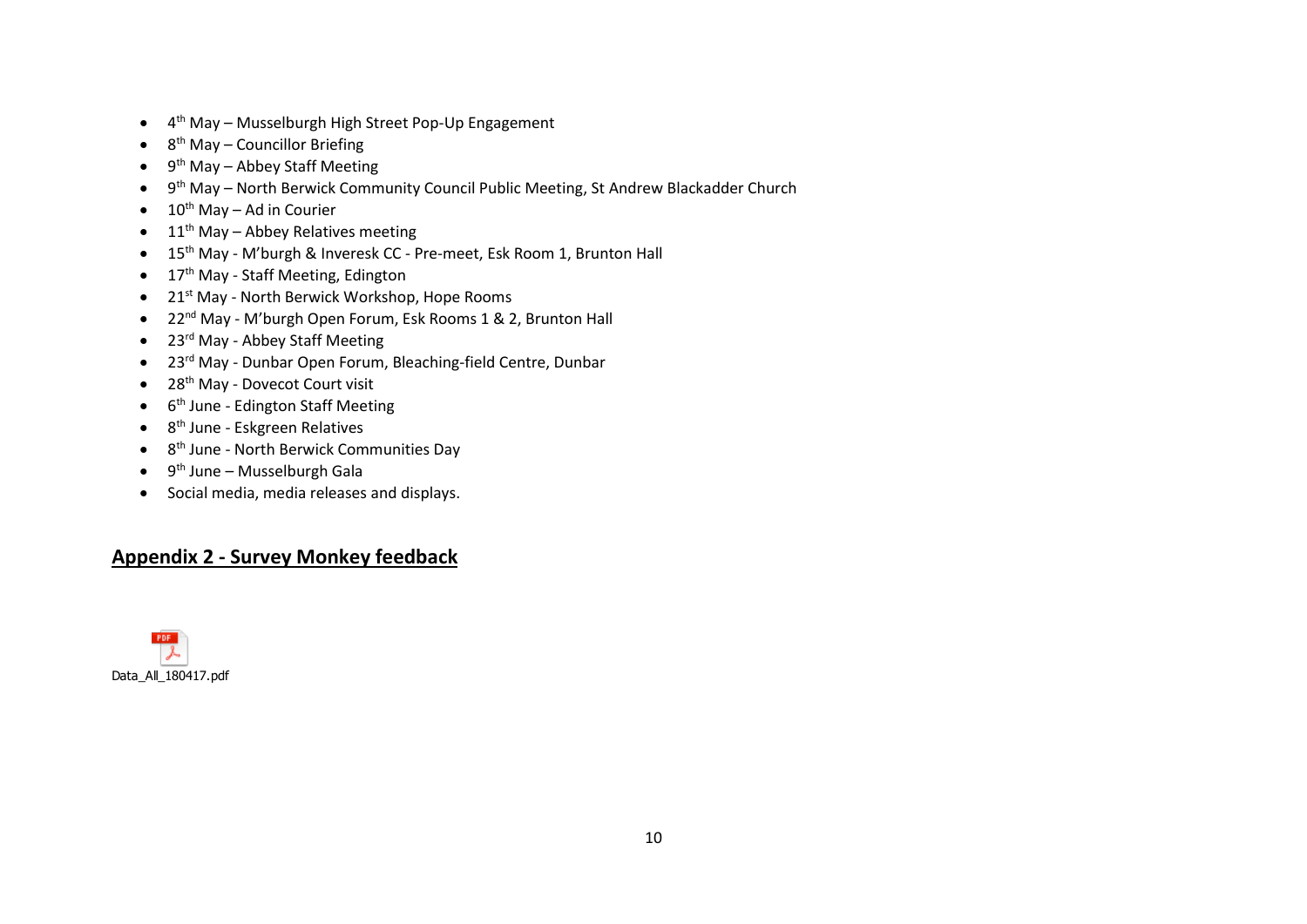- 4th May – Musselburgh High Street Pop-Up Engagement
- 8th May – Councillor Briefing
- 9th May – Abbey Staff Meeting
- 9th May – North Berwick Community Council Public Meeting, St Andrew Blackadder Church
- 10th May – Ad in Courier
- 11th May – Abbey Relatives meeting
- 15th May - M'burgh & Inveresk CC - Pre-meet, Esk Room 1, Brunton Hall
- 17th May - Staff Meeting, Edington
- 21st May - North Berwick Workshop, Hope Rooms
- 22nd May - M'burgh Open Forum, Esk Rooms 1 & 2, Brunton Hall
- 23rd May - Abbey Staff Meeting
- 23rd May - Dunbar Open Forum, Bleaching-field Centre, Dunbar
- 28th May - Dovecot Court visit
- 6th June - Edington Staff Meeting
- 8th June - Eskgreen Relatives
- 8th June - North Berwick Communities Day
- 9th June – Musselburgh Gala
- Social media, media releases and displays.

## Appendix 2 - Survey Monkey feedback

Data_All_180417.pdf